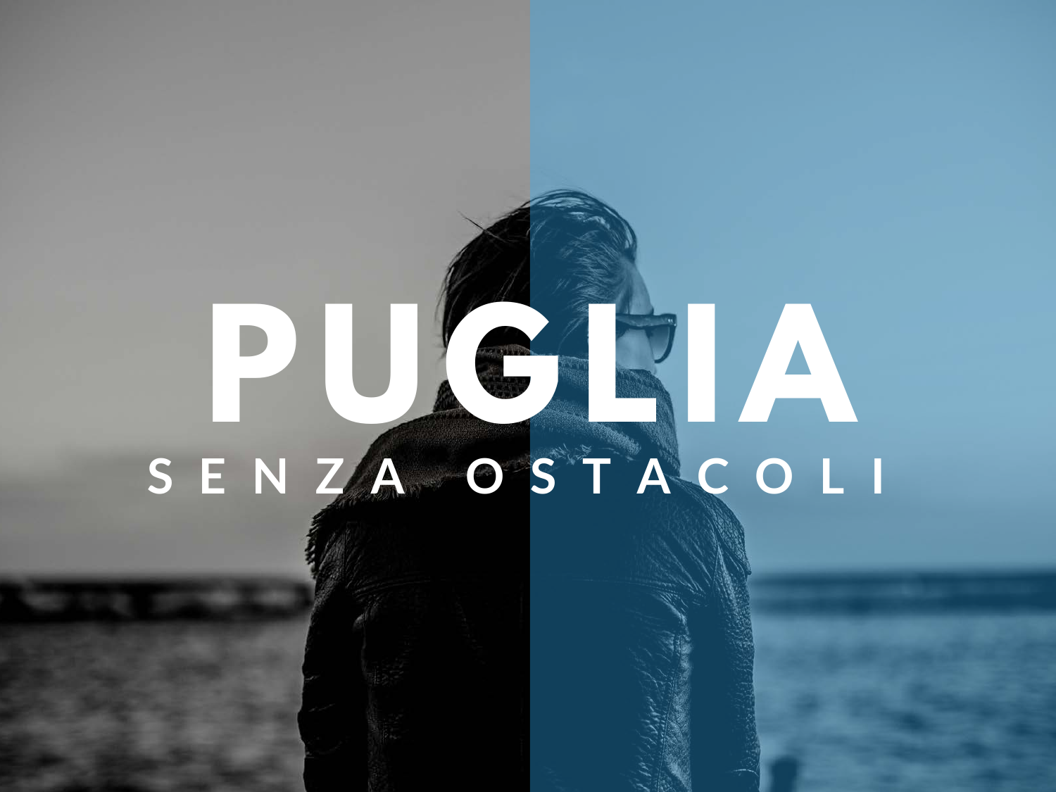# PUGLIA

## SENZA OSTACOLI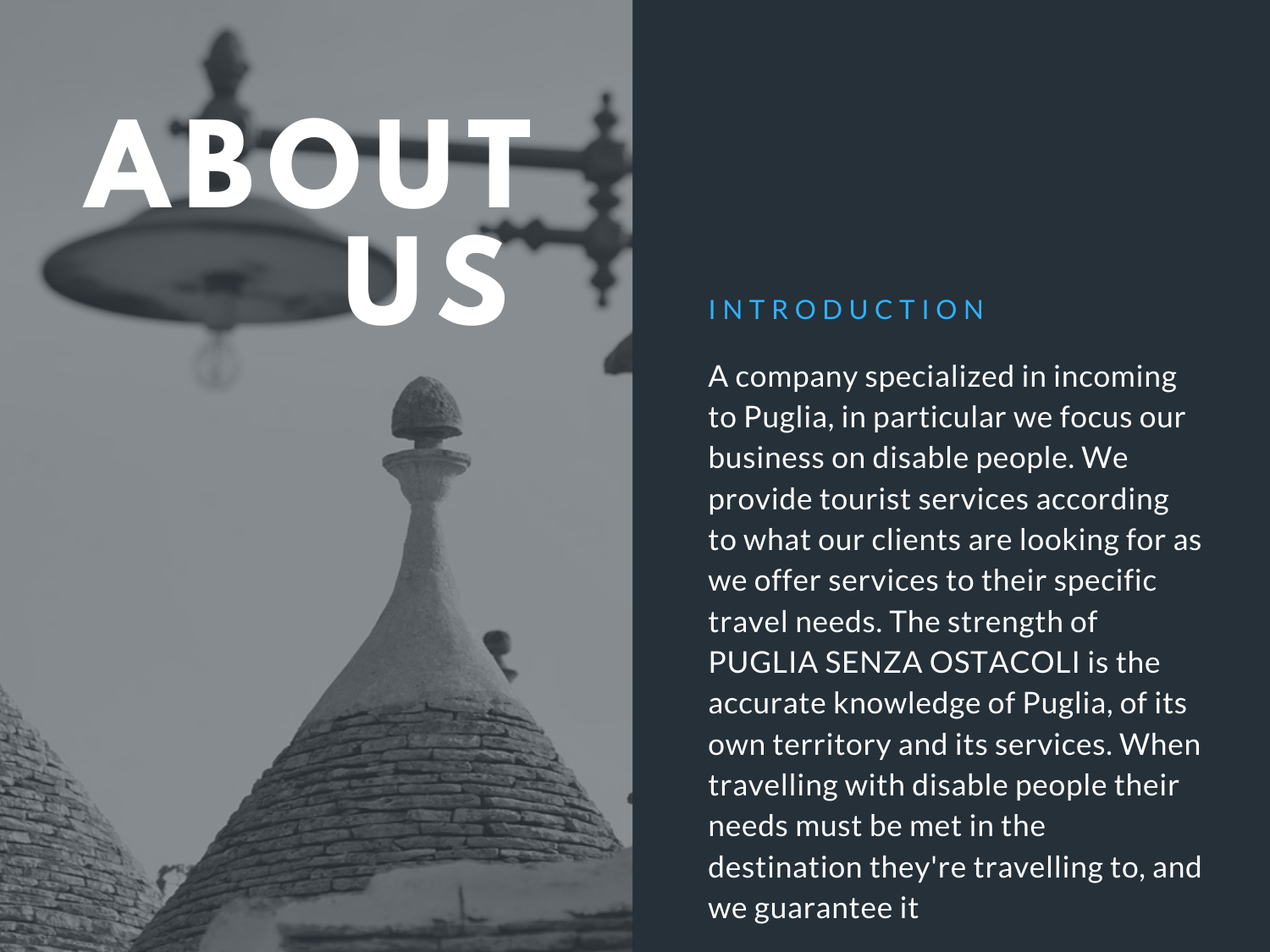# ABOUT US

## INTRODUCTION

A company specialized in incoming to Puglia, in particular we focus our business on disable people. We provide tourist services according to what our clients are looking for as we offer services to their specific travel needs. The strength of PUGLIA SENZA OSTACOLI is the accurate knowledge of Puglia, of its own territory and its services. When travelling with disable people their needs must be met in the destination they're travelling to, and we guarantee it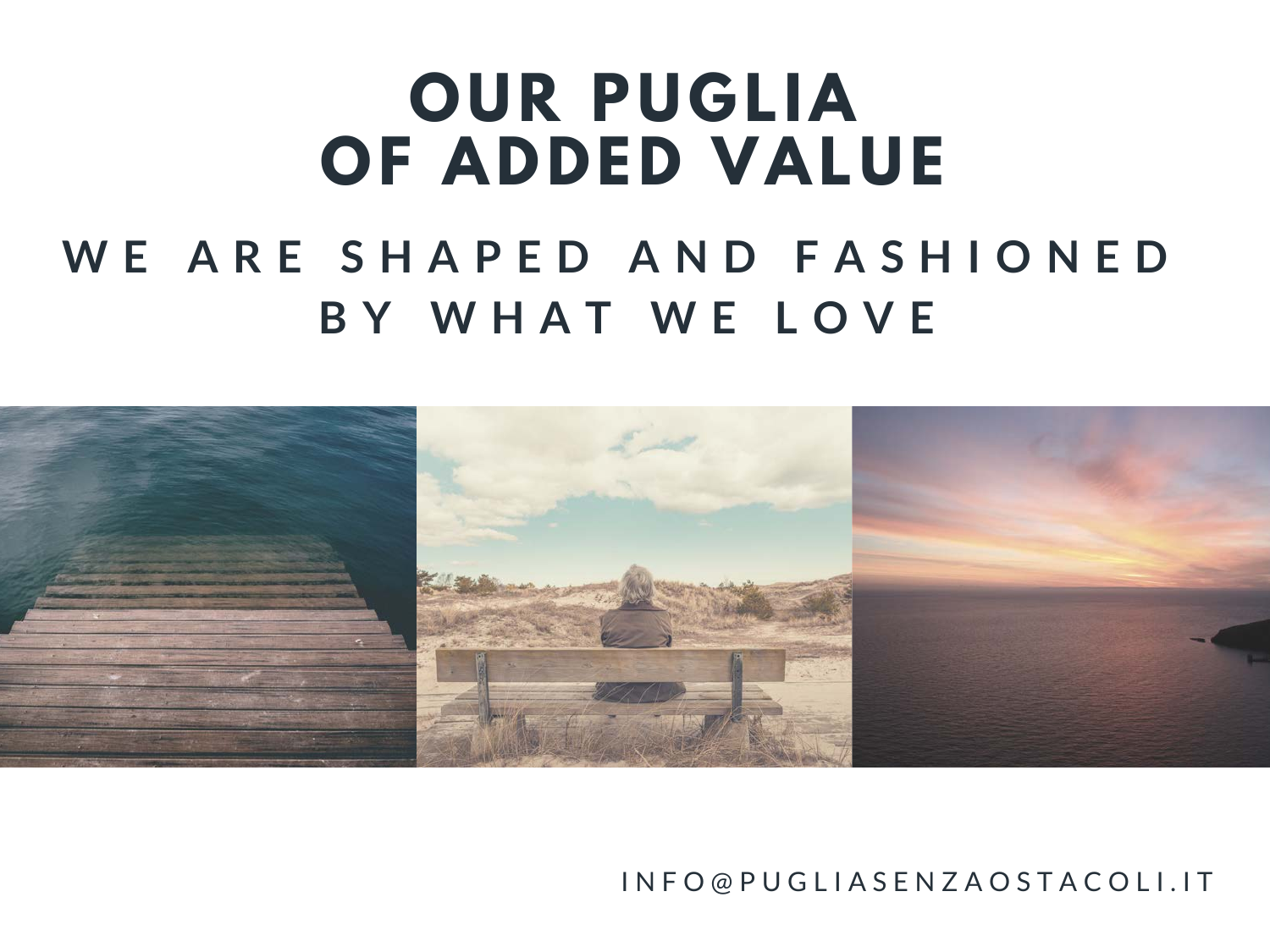# OUR PUGLIA OF ADDED VALUE

## WE ARE SHAPED AND FASHIONED BY WHAT WE LOVE

INFO@PUGLIASENZAOSTACOLI.IT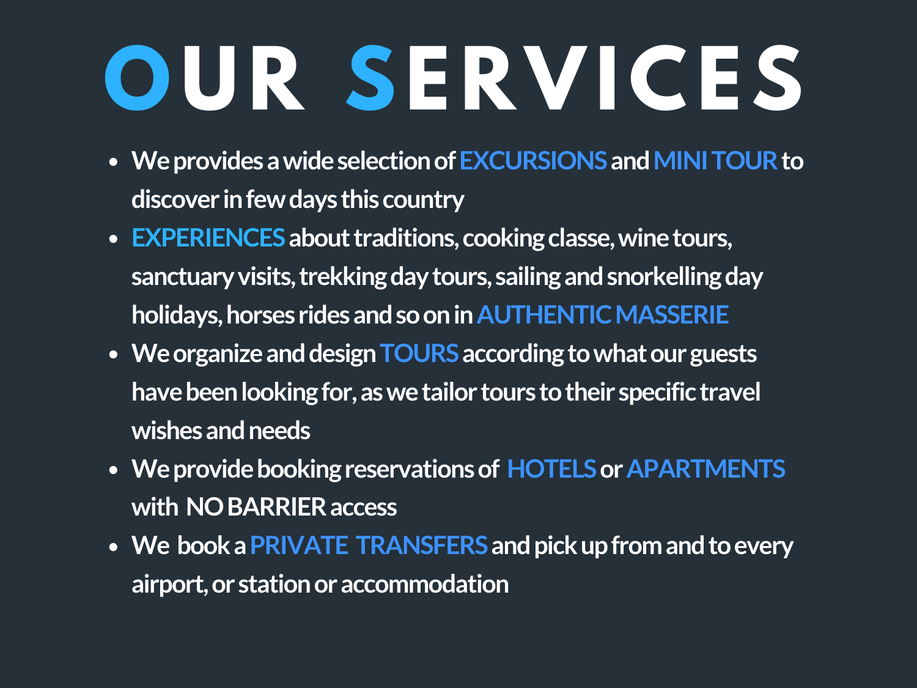# OUR SERVICES

- We provides a wide selection of EXCURSIONS and MINI TOUR to discover in few days this country
- EXPERIENCES about traditions, cooking classe, wine tours, sanctuary visits, trekking day tours, sailing and snorkelling day holidays, horses rides and so on in AUTHENTIC MASSERIE
- We organize and design TOURS according to what our guests have been looking for, as we tailor tours to their specific travel wishes and needs
- We provide booking reservations of HOTELS or APARTMENTS with NO BARRIER access
- We book a PRIVATE TRANSFERS and pick up from and to every airport, or station or accommodation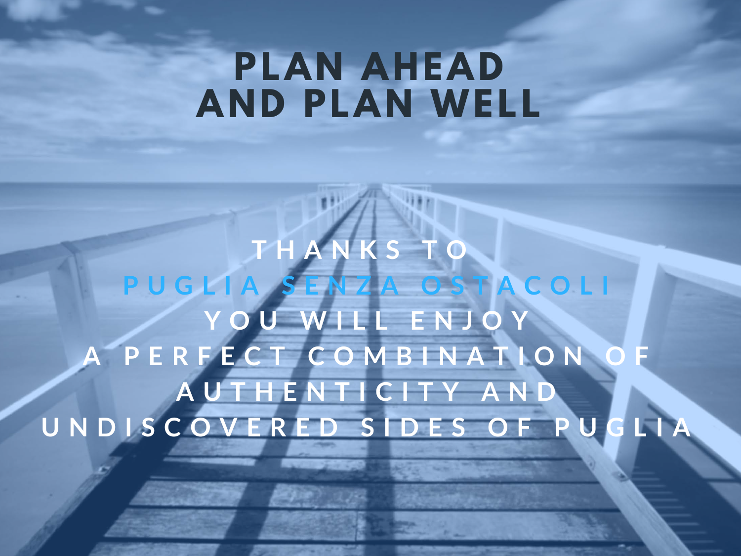# PLAN AHEAD AND PLAN WELL

THANKS TO
PUGLIA SENZA OSTACOLI
YOU WILL ENJOY
A PERFECT COMBINATION OF
AUTHENTICITY AND
UNDISCOVERED SIDES OF PUGLIA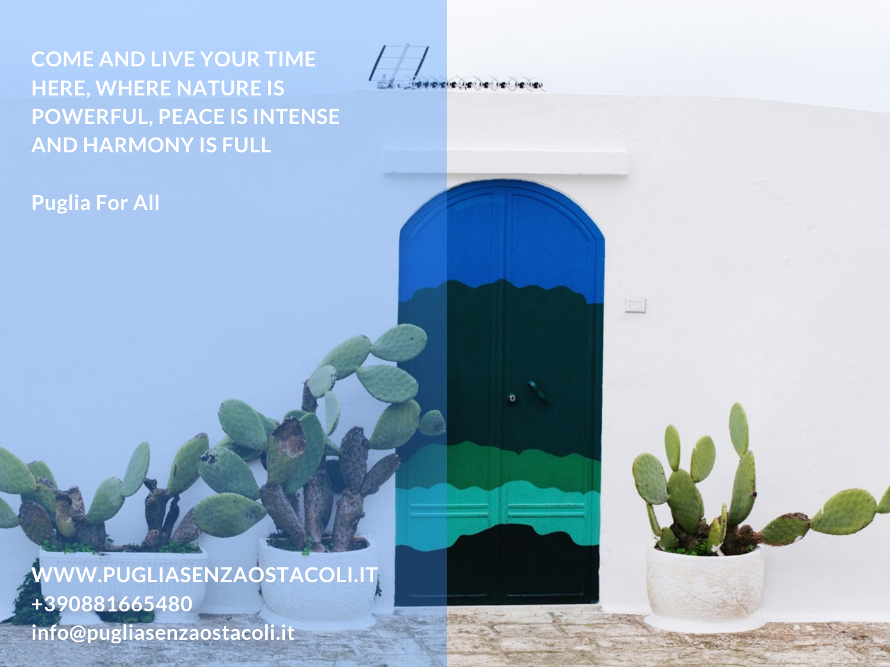COME AND LIVE YOUR TIME HERE, WHERE NATURE IS POWERFUL, PEACE IS INTENSE AND HARMONY IS FULL

Puglia For All

WWW.PUGLIASENZAOSTACOLI.IT
+390881665480
info@pugliasenzaostacoli.it